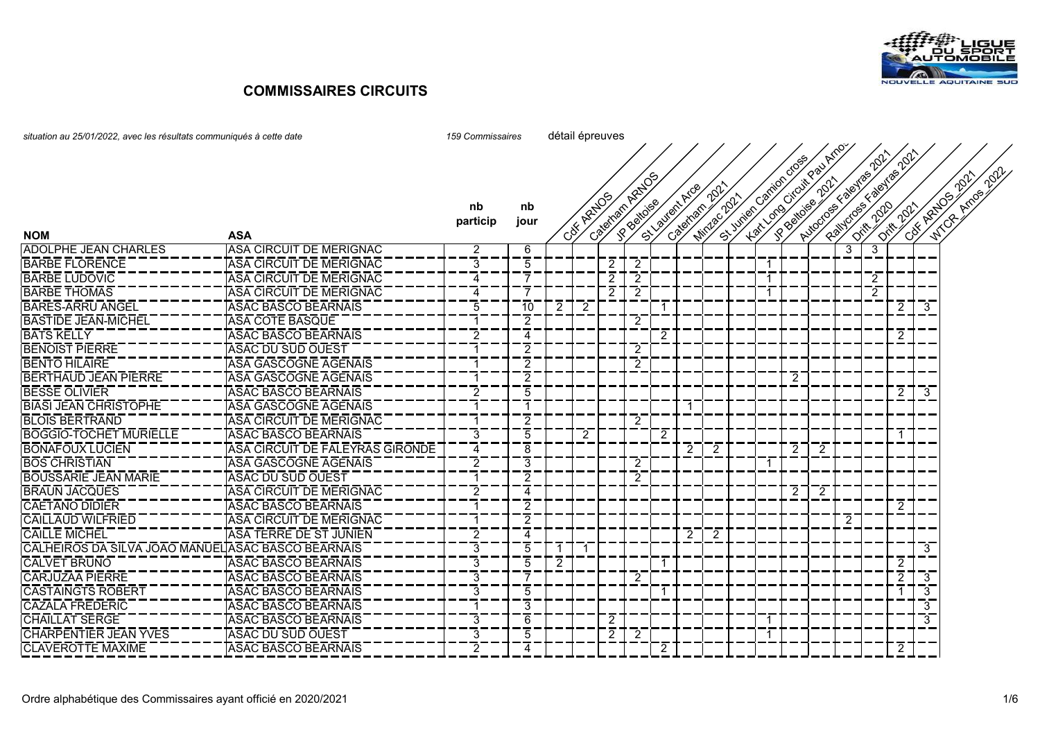## COMMISSAIRES CIRCUITS

*situation au 25/01/2022, avec les résultats communiqués à cette date* — *159 Commissaires* — détail épreuves

| NOM | ASA | nb particip | nb jour | CdF ARNOS | Caterham ARNOS | JP Beltoise | St Laurent Arce | Caterham_2021 | Minzac 2021 | St Junien Camion cross | Kart Long Circuit Pau Arnos | JP Beltoise_2021 | Autocross Faleyras 2021 | Rallycross Faleyras 2021 | Drift_2020 | Drift_2021 | CdF ARNOS_2021 | WTCR_Arnos_2022 |
|---|---|---|---|---|---|---|---|---|---|---|---|---|---|---|---|---|---|---|
| ADOLPHE JEAN CHARLES | ASA CIRCUIT DE MERIGNAC | 2 | 6 | | | | | | | | | | | | 3 | 3 | | |
| BARBE FLORENCE | ASA CIRCUIT DE MERIGNAC | 3 | 5 | | | 2 | 2 | | | | | 1 | | | | | | |
| BARBE LUDOVIC | ASA CIRCUIT DE MERIGNAC | 4 | 7 | | | 2 | 2 | | | | | 1 | | | | 2 | | |
| BARBE THOMAS | ASA CIRCUIT DE MERIGNAC | 4 | 7 | | | 2 | 2 | | | | | 1 | | | | 2 | | |
| BARES-ARRU ANGEL | ASAC BASCO BEARNAIS | 5 | 10 | 2 | 2 | | | 1 | | | | | | | | | 2 | 3 |
| BASTIDE JEAN-MICHEL | ASA COTE BASQUE | 1 | 2 | | | | 2 | | | | | | | | | | | |
| BATS KELLY | ASAC BASCO BEARNAIS | 2 | 4 | | | | | 2 | | | | | | | | | 2 | |
| BENOIST PIERRE | ASAC DU SUD OUEST | 1 | 2 | | | | 2 | | | | | | | | | | | |
| BENTO HILAIRE | ASA GASCOGNE AGENAIS | 1 | 2 | | | | 2 | | | | | | | | | | | |
| BERTHAUD JEAN PIERRE | ASA GASCOGNE AGENAIS | 1 | 2 | | | | | | | | | | 2 | | | | | |
| BESSE OLIVIER | ASAC BASCO BEARNAIS | 2 | 5 | | | | | | | | | | | | | | 2 | 3 |
| BIASI JEAN CHRISTOPHE | ASA GASCOGNE AGENAIS | 1 | 1 | | | | | | 1 | | | | | | | | | |
| BLOIS BERTRAND | ASA CIRCUIT DE MERIGNAC | 1 | 2 | | | | 2 | | | | | | | | | | | |
| BOGGIO-TOCHET MURIELLE | ASAC BASCO BEARNAIS | 3 | 5 | | 2 | | | 2 | | | | | | | | | 1 | |
| BONAFOUX LUCIEN | ASA CIRCUIT DE FALEYRAS GIRONDE | 4 | 8 | | | | | | 2 | 2 | | | 2 | 2 | | | | |
| BOS CHRISTIAN | ASA GASCOGNE AGENAIS | 2 | 3 | | | | 2 | | | | | 1 | | | | | | |
| BOUSSARIE JEAN MARIE | ASAC DU SUD OUEST | 1 | 2 | | | | 2 | | | | | | | | | | | |
| BRAUN JACQUES | ASA CIRCUIT DE MERIGNAC | 2 | 4 | | | | | | | | | | 2 | 2 | | | | |
| CAETANO DIDIER | ASAC BASCO BEARNAIS | 1 | 2 | | | | | | | | | | | | | | 2 | |
| CAILLAUD WILFRIED | ASA CIRCUIT DE MERIGNAC | 1 | 2 | | | | | | | | | | | | 2 | | | |
| CAILLE MICHEL | ASA TERRE DE ST JUNIEN | 2 | 4 | | | | | | 2 | 2 | | | | | | | | |
| CALHEIROS DA SILVA JOAO MANUEL | ASAC BASCO BEARNAIS | 3 | 5 | 1 | 1 | | | | | | | | | | | | | 3 |
| CALVET BRUNO | ASAC BASCO BEARNAIS | 3 | 5 | 2 | | | | 1 | | | | | | | | | 2 | |
| CARJUZAA PIERRE | ASAC BASCO BEARNAIS | 3 | 7 | | | | 2 | | | | | | | | | | 2 | 3 |
| CASTAINGTS ROBERT | ASAC BASCO BEARNAIS | 3 | 5 | | | | | 1 | | | | | | | | | 1 | 3 |
| CAZALA FREDERIC | ASAC BASCO BEARNAIS | 1 | 3 | | | | | | | | | | | | | | | 3 |
| CHAILLAT SERGE | ASAC BASCO BEARNAIS | 3 | 6 | | | 2 | | | | | | 1 | | | | | | 3 |
| CHARPENTIER JEAN YVES | ASAC DU SUD OUEST | 3 | 5 | | | 2 | 2 | | | | | 1 | | | | | | |
| CLAVEROTTE MAXIME | ASAC BASCO BEARNAIS | 2 | 4 | | | | | 2 | | | | | | | | | 2 | |

Ordre alphabétique des Commissaires ayant officié en 2020/2021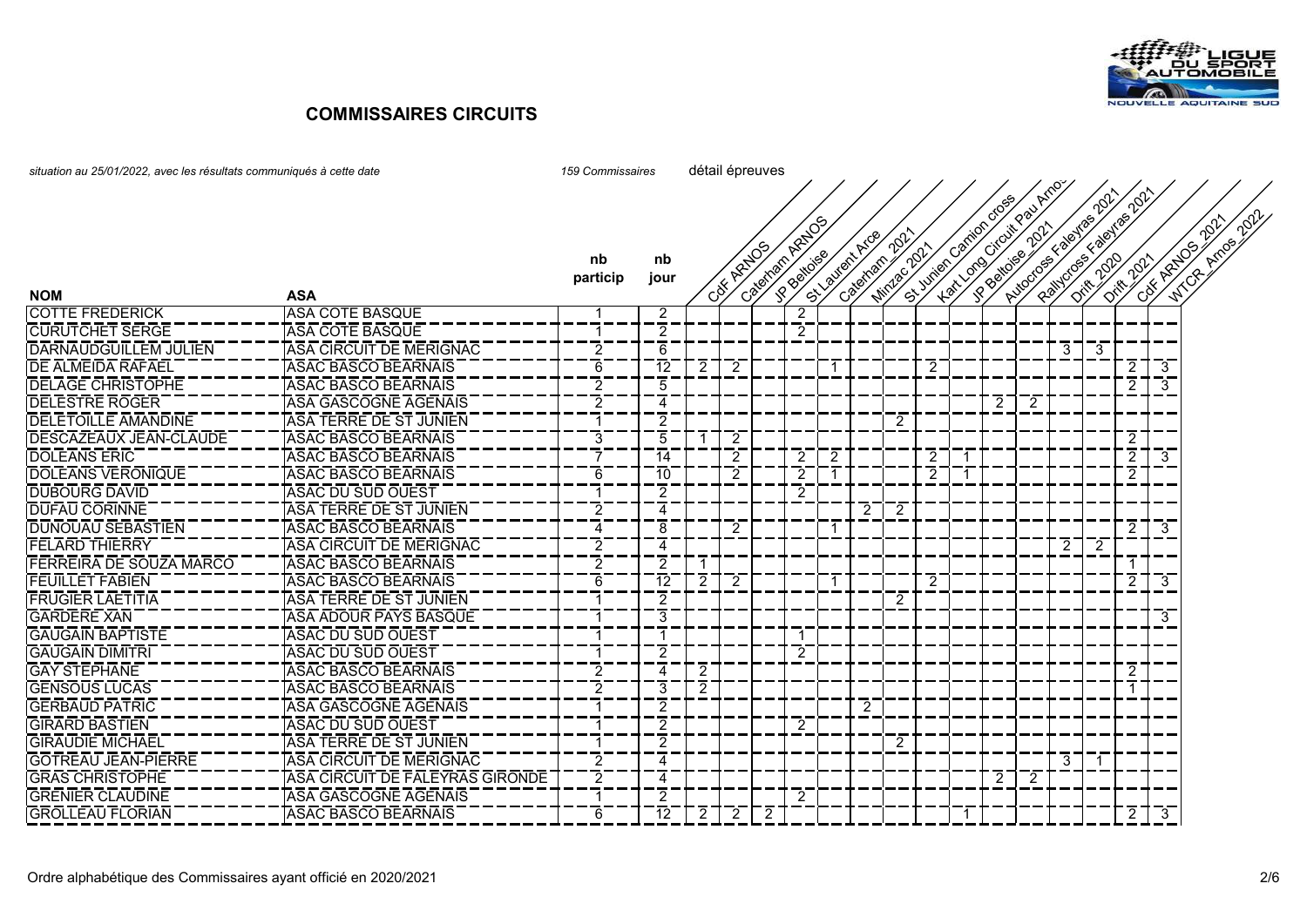# COMMISSAIRES CIRCUITS

*situation au 25/01/2022, avec les résultats communiqués à cette date*

*159 Commissaires*

| NOM | ASA | nb particip | nb jour | CdF ARNOS | Caterham ARNOS | JP Beltoise | St Laurent Arce | Caterham_2021 | Minzac 2021 | St Junien Camion cross | Kart Long Circuit Pau Arnos | JP Beltoise_2021 | Autocross Faleyras 2021 | Rallycross Faleyras 2021 | Drift_2020 | Drift_2021 | CdF ARNOS_2021 | WTCR_Arnos_2022 |
|---|---|---|---|---|---|---|---|---|---|---|---|---|---|---|---|---|---|---|
| | | | | détail épreuves | | | | | | | | | | | | | | |
| COTTE FREDERICK | ASA COTE BASQUE | 1 | 2 | | | | 2 | | | | | | | | | | | |
| CURUTCHET SERGE | ASA COTE BASQUE | 1 | 2 | | | | 2 | | | | | | | | | | | |
| DARNAUDGUILLEM JULIEN | ASA CIRCUIT DE MERIGNAC | 2 | 6 | | | | | | | | | | | | 3 | 3 | | |
| DE ALMEIDA RAFAEL | ASAC BASCO BEARNAIS | 6 | 12 | 2 | 2 | | | 1 | | | 2 | | | | | | 2 | 3 |
| DELAGE CHRISTOPHE | ASAC BASCO BEARNAIS | 2 | 5 | | | | | | | | | | | | | | 2 | 3 |
| DELESTRE ROGER | ASA GASCOGNE AGENAIS | 2 | 4 | | | | | | | | | | 2 | 2 | | | | |
| DELETOILLE AMANDINE | ASA TERRE DE ST JUNIEN | 1 | 2 | | | | | | | 2 | | | | | | | | |
| DESCAZEAUX JEAN-CLAUDE | ASAC BASCO BEARNAIS | 3 | 5 | 1 | 2 | | | | | | | | | | | | 2 | |
| DOLEANS ERIC | ASAC BASCO BEARNAIS | 7 | 14 | | 2 | | 2 | 2 | | | 2 | 1 | | | | | 2 | 3 |
| DOLEANS VERONIQUE | ASAC BASCO BEARNAIS | 6 | 10 | | 2 | | 2 | 1 | | | 2 | 1 | | | | | 2 | |
| DUBOURG DAVID | ASAC DU SUD OUEST | 1 | 2 | | | | 2 | | | | | | | | | | | |
| DUFAU CORINNE | ASA TERRE DE ST JUNIEN | 2 | 4 | | | | | | 2 | 2 | | | | | | | | |
| DUNOUAU SEBASTIEN | ASAC BASCO BEARNAIS | 4 | 8 | | 2 | | | 1 | | | | | | | | | 2 | 3 |
| FELARD THIERRY | ASA CIRCUIT DE MERIGNAC | 2 | 4 | | | | | | | | | | | | 2 | 2 | | |
| FERREIRA DE SOUZA MARCO | ASAC BASCO BEARNAIS | 2 | 2 | 1 | | | | | | | | | | | | | 1 | |
| FEUILLET FABIEN | ASAC BASCO BEARNAIS | 6 | 12 | 2 | 2 | | | 1 | | | 2 | | | | | | 2 | 3 |
| FRUGIER LAETITIA | ASA TERRE DE ST JUNIEN | 1 | 2 | | | | | | | 2 | | | | | | | | |
| GARDERE XAN | ASA ADOUR PAYS BASQUE | 1 | 3 | | | | | | | | | | | | | | | 3 |
| GAUGAIN BAPTISTE | ASAC DU SUD OUEST | 1 | 1 | | | | 1 | | | | | | | | | | | |
| GAUGAIN DIMITRI | ASAC DU SUD OUEST | 1 | 2 | | | | 2 | | | | | | | | | | | |
| GAY STEPHANE | ASAC BASCO BEARNAIS | 2 | 4 | 2 | | | | | | | | | | | | | 2 | |
| GENSOUS LUCAS | ASAC BASCO BEARNAIS | 2 | 3 | 2 | | | | | | | | | | | | | 1 | |
| GERBAUD PATRIC | ASA GASCOGNE AGENAIS | 1 | 2 | | | | | | 2 | | | | | | | | | |
| GIRARD BASTIEN | ASAC DU SUD OUEST | 1 | 2 | | | | 2 | | | | | | | | | | | |
| GIRAUDIE MICHAEL | ASA TERRE DE ST JUNIEN | 1 | 2 | | | | | | | 2 | | | | | | | | |
| GOTREAU JEAN-PIERRE | ASA CIRCUIT DE MERIGNAC | 2 | 4 | | | | | | | | | | | | 3 | 1 | | |
| GRAS CHRISTOPHE | ASA CIRCUIT DE FALEYRAS GIRONDE | 2 | 4 | | | | | | | | | | 2 | 2 | | | | |
| GRENIER CLAUDINE | ASA GASCOGNE AGENAIS | 1 | 2 | | | | 2 | | | | | | | | | | | |
| GROLLEAU FLORIAN | ASAC BASCO BEARNAIS | 6 | 12 | 2 | 2 | 2 | | | | | | 1 | | | | | 2 | 3 |

Ordre alphabétique des Commissaires ayant officié en 2020/2021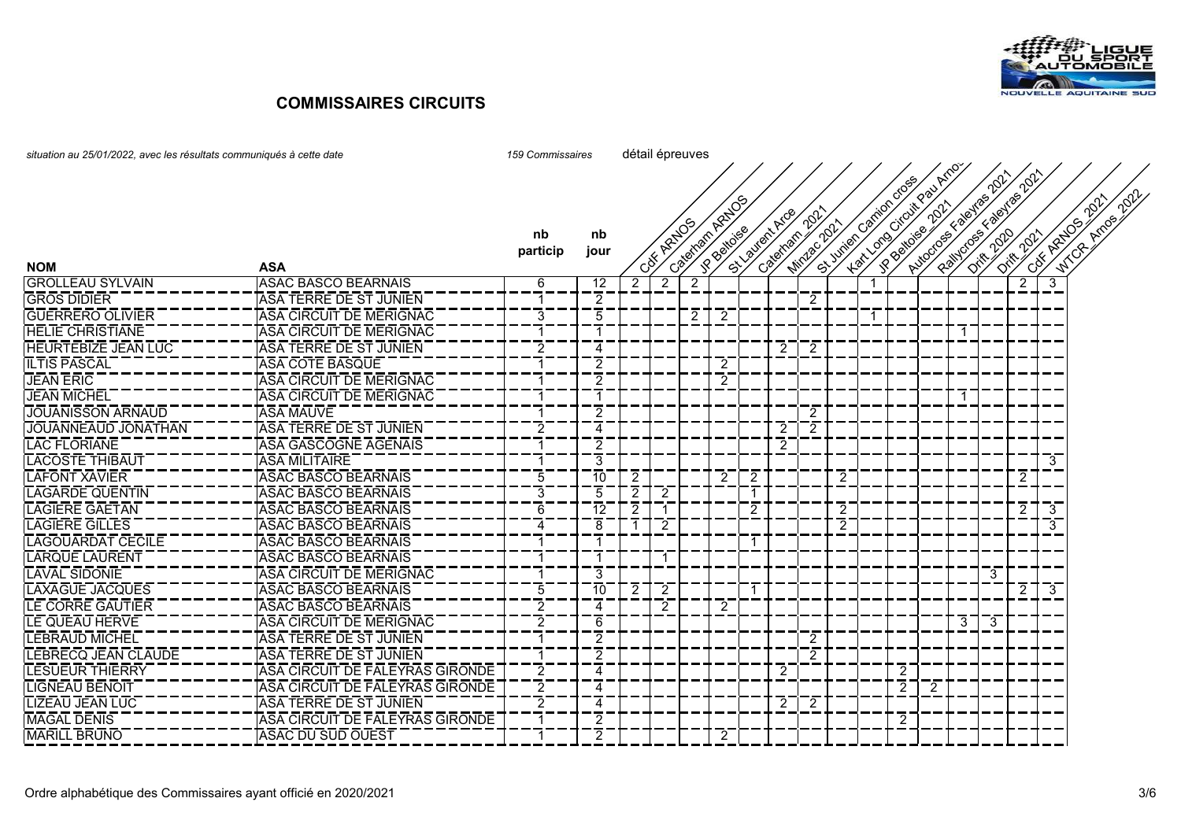### COMMISSAIRES CIRCUITS

*situation au 25/01/2022, avec les résultats communiqués à cette date* — *159 Commissaires* — détail épreuves

| NOM | ASA | nb particip | nb jour | CdF ARNOS | Caterham ARNOS | JP Beltoise | St Laurent Arce | Caterham_2021 | Minzac 2021 | St Junien Camion cross | Kart Long Circuit Pau Arnos | JP Beltoise_2021 | Autocross Faleyras 2021 | Rallycross Faleyras 2021 | Drift_2020 | Drift_2021 | CdF ARNOS_2021 | WTCR_Arnos_2022 |
|---|---|---|---|---|---|---|---|---|---|---|---|---|---|---|---|---|---|---|
| GROLLEAU SYLVAIN | ASAC BASCO BEARNAIS | 6 | 12 | 2 | 2 | 2 | | | | | | 1 | | | | | 2 | 3 |
| GROS DIDIER | ASA TERRE DE ST JUNIEN | 1 | 2 | | | | | | | 2 | | | | | | | | |
| GUERRERO OLIVIER | ASA CIRCUIT DE MERIGNAC | 3 | 5 | | | 2 | 2 | | | | | 1 | | | | | | |
| HELIE CHRISTIANE | ASA CIRCUIT DE MERIGNAC | 1 | 1 | | | | | | | | | | | | 1 | | | |
| HEURTEBIZE JEAN LUC | ASA TERRE DE ST JUNIEN | 2 | 4 | | | | | | 2 | 2 | | | | | | | | |
| ILTIS PASCAL | ASA COTE BASQUE | 1 | 2 | | | | 2 | | | | | | | | | | | |
| JEAN ERIC | ASA CIRCUIT DE MERIGNAC | 1 | 2 | | | | 2 | | | | | | | | | | | |
| JEAN MICHEL | ASA CIRCUIT DE MERIGNAC | 1 | 1 | | | | | | | | | | | | 1 | | | |
| JOUANISSON ARNAUD | ASA MAUVE | 1 | 2 | | | | | | | 2 | | | | | | | | |
| JOUANNEAUD JONATHAN | ASA TERRE DE ST JUNIEN | 2 | 4 | | | | | | 2 | 2 | | | | | | | | |
| LAC FLORIANE | ASA GASCOGNE AGENAIS | 1 | 2 | | | | | | 2 | | | | | | | | | |
| LACOSTE THIBAUT | ASA MILITAIRE | 1 | 3 | | | | | | | | | | | | | | | 3 |
| LAFONT XAVIER | ASAC BASCO BEARNAIS | 5 | 10 | 2 | | | 2 | 2 | | | 2 | | | | | | 2 | |
| LAGARDE QUENTIN | ASAC BASCO BEARNAIS | 3 | 5 | 2 | 2 | | | 1 | | | | | | | | | | |
| LAGIERE GAETAN | ASAC BASCO BEARNAIS | 6 | 12 | 2 | 1 | | | 2 | | | 2 | | | | | | 2 | 3 |
| LAGIERE GILLES | ASAC BASCO BEARNAIS | 4 | 8 | 1 | 2 | | | | | | 2 | | | | | | | 3 |
| LAGOUARDAT CECILE | ASAC BASCO BEARNAIS | 1 | 1 | | | | | 1 | | | | | | | | | | |
| LARQUE LAURENT | ASAC BASCO BEARNAIS | 1 | 1 | | 1 | | | | | | | | | | | | | |
| LAVAL SIDONIE | ASA CIRCUIT DE MERIGNAC | 1 | 3 | | | | | | | | | | | | | 3 | | |
| LAXAGUE JACQUES | ASAC BASCO BEARNAIS | 5 | 10 | 2 | 2 | | | 1 | | | | | | | | | 2 | 3 |
| LE CORRE GAUTIER | ASAC BASCO BEARNAIS | 2 | 4 | | 2 | | 2 | | | | | | | | | | | |
| LE QUEAU HERVE | ASA CIRCUIT DE MERIGNAC | 2 | 6 | | | | | | | | | | | | 3 | 3 | | |
| LEBRAUD MICHEL | ASA TERRE DE ST JUNIEN | 1 | 2 | | | | | | | 2 | | | | | | | | |
| LEBRECQ JEAN CLAUDE | ASA TERRE DE ST JUNIEN | 1 | 2 | | | | | | | 2 | | | | | | | | |
| LESUEUR THIERRY | ASA CIRCUIT DE FALEYRAS GIRONDE | 2 | 4 | | | | | | 2 | | | | 2 | | | | | |
| LIGNEAU BENOIT | ASA CIRCUIT DE FALEYRAS GIRONDE | 2 | 4 | | | | | | | | | | 2 | 2 | | | | |
| LIZEAU JEAN LUC | ASA TERRE DE ST JUNIEN | 2 | 4 | | | | | | 2 | 2 | | | | | | | | |
| MAGAL DENIS | ASA CIRCUIT DE FALEYRAS GIRONDE | 1 | 2 | | | | | | | | | | 2 | | | | | |
| MARILL BRUNO | ASAC DU SUD OUEST | 1 | 2 | | | | 2 | | | | | | | | | | | |

Ordre alphabétique des Commissaires ayant officié en 2020/2021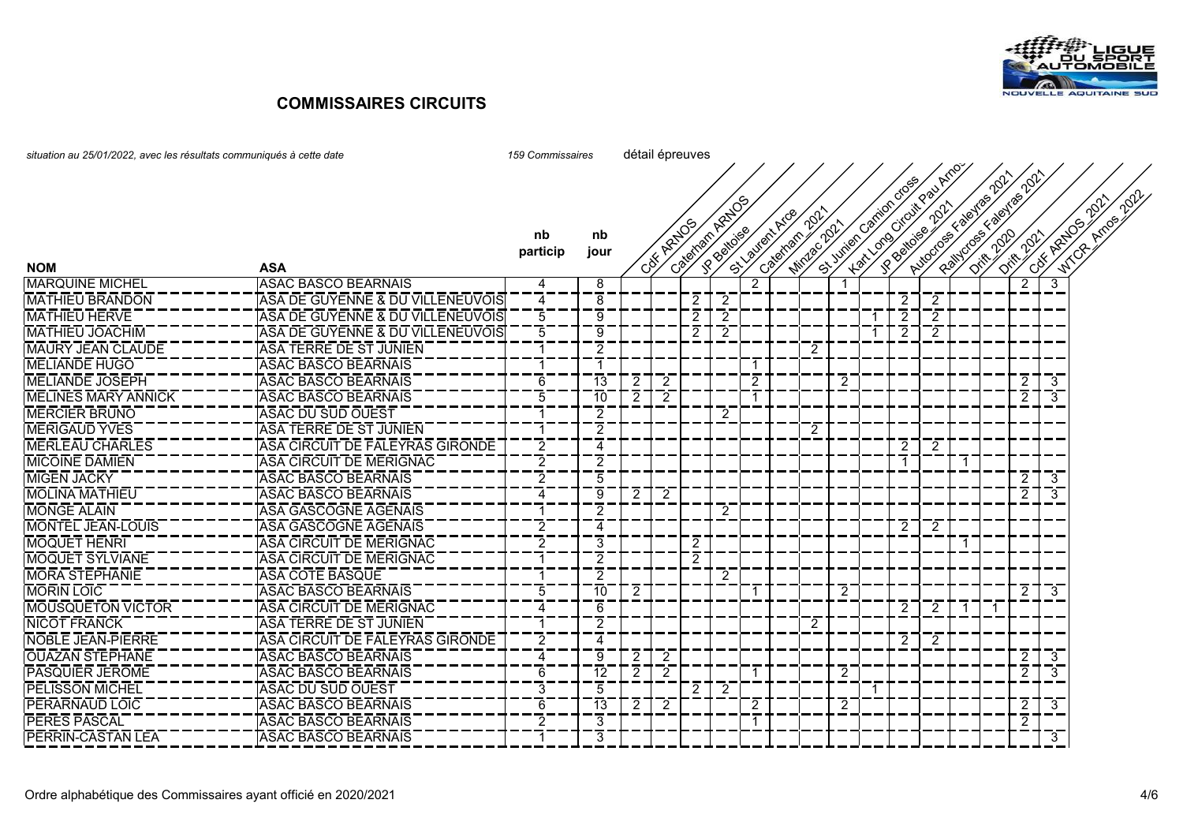## COMMISSAIRES CIRCUITS

*situation au 25/01/2022, avec les résultats communiqués à cette date*

*159 Commissaires* — détail épreuves

| NOM | ASA | nb particip | nb jour | CdF ARNOS | Caterham ARNOS | JP Beltoise | St Laurent Arce | Caterham_2021 | Minzac 2021 | St Junien Camion cross | Kart Long Circuit Pau Arnos | JP Beltoise_2021 | Autocross Faleyras 2021 | Rallycross Faleyras 2021 | Drift_2020 | Drift_2021 | CdF ARNOS_2021 | WTCR_Arnos_2022 |
|---|---|---|---|---|---|---|---|---|---|---|---|---|---|---|---|---|---|---|
| MARQUINE MICHEL | ASAC BASCO BEARNAIS | 4 | 8 | | | | | 2 | | | 1 | | | | | | 2 | 3 |
| MATHIEU BRANDON | ASA DE GUYENNE & DU VILLENEUVOIS | 4 | 8 | | | 2 | 2 | | | | | | 2 | 2 | | | | |
| MATHIEU HERVE | ASA DE GUYENNE & DU VILLENEUVOIS | 5 | 9 | | | 2 | 2 | | | | | 1 | 2 | 2 | | | | |
| MATHIEU JOACHIM | ASA DE GUYENNE & DU VILLENEUVOIS | 5 | 9 | | | 2 | 2 | | | | | 1 | 2 | 2 | | | | |
| MAURY JEAN CLAUDE | ASA TERRE DE ST JUNIEN | 1 | 2 | | | | | | | 2 | | | | | | | | |
| MELIANDE HUGO | ASAC BASCO BEARNAIS | 1 | 1 | | | | | 1 | | | | | | | | | | |
| MELIANDE JOSEPH | ASAC BASCO BEARNAIS | 6 | 13 | 2 | 2 | | | 2 | | | 2 | | | | | | 2 | 3 |
| MELINES MARY ANNICK | ASAC BASCO BEARNAIS | 5 | 10 | 2 | 2 | | | 1 | | | | | | | | | 2 | 3 |
| MERCIER BRUNO | ASAC DU SUD OUEST | 1 | 2 | | | | 2 | | | | | | | | | | | |
| MERIGAUD YVES | ASA TERRE DE ST JUNIEN | 1 | 2 | | | | | | | 2 | | | | | | | | |
| MERLEAU CHARLES | ASA CIRCUIT DE FALEYRAS GIRONDE | 2 | 4 | | | | | | | | | | 2 | 2 | | | | |
| MICOINE DAMIEN | ASA CIRCUIT DE MERIGNAC | 2 | 2 | | | | | | | | | | 1 | | 1 | | | |
| MIGEN JACKY | ASAC BASCO BEARNAIS | 2 | 5 | | | | | | | | | | | | | | 2 | 3 |
| MOLINA MATHIEU | ASAC BASCO BEARNAIS | 4 | 9 | 2 | 2 | | | | | | | | | | | | 2 | 3 |
| MONGE ALAIN | ASA GASCOGNE AGENAIS | 1 | 2 | | | | 2 | | | | | | | | | | | |
| MONTEL JEAN-LOUIS | ASA GASCOGNE AGENAIS | 2 | 4 | | | | | | | | | | 2 | 2 | | | | |
| MOQUET HENRI | ASA CIRCUIT DE MERIGNAC | 2 | 3 | | | 2 | | | | | | | | | 1 | | | |
| MOQUET SYLVIANE | ASA CIRCUIT DE MERIGNAC | 1 | 2 | | | 2 | | | | | | | | | | | | |
| MORA STEPHANIE | ASA COTE BASQUE | 1 | 2 | | | | 2 | | | | | | | | | | | |
| MORIN LOIC | ASAC BASCO BEARNAIS | 5 | 10 | 2 | | | | 1 | | | 2 | | | | | | 2 | 3 |
| MOUSQUETON VICTOR | ASA CIRCUIT DE MERIGNAC | 4 | 6 | | | | | | | | | | 2 | 2 | 1 | 1 | | |
| NICOT FRANCK | ASA TERRE DE ST JUNIEN | 1 | 2 | | | | | | | 2 | | | | | | | | |
| NOBLE JEAN-PIERRE | ASA CIRCUIT DE FALEYRAS GIRONDE | 2 | 4 | | | | | | | | | | 2 | 2 | | | | |
| OUAZAN STEPHANE | ASAC BASCO BEARNAIS | 4 | 9 | 2 | 2 | | | | | | | | | | | | 2 | 3 |
| PASQUIER JEROME | ASAC BASCO BEARNAIS | 6 | 12 | 2 | 2 | | | 1 | | | 2 | | | | | | 2 | 3 |
| PELISSON MICHEL | ASAC DU SUD OUEST | 3 | 5 | | | 2 | 2 | | | | | 1 | | | | | | |
| PERARNAUD LOIC | ASAC BASCO BEARNAIS | 6 | 13 | 2 | 2 | | | 2 | | | 2 | | | | | | 2 | 3 |
| PERES PASCAL | ASAC BASCO BEARNAIS | 2 | 3 | | | | | 1 | | | | | | | | | 2 | |
| PERRIN-CASTAN LEA | ASAC BASCO BEARNAIS | 1 | 3 | | | | | | | | | | | | | | | 3 |

Ordre alphabétique des Commissaires ayant officié en 2020/2021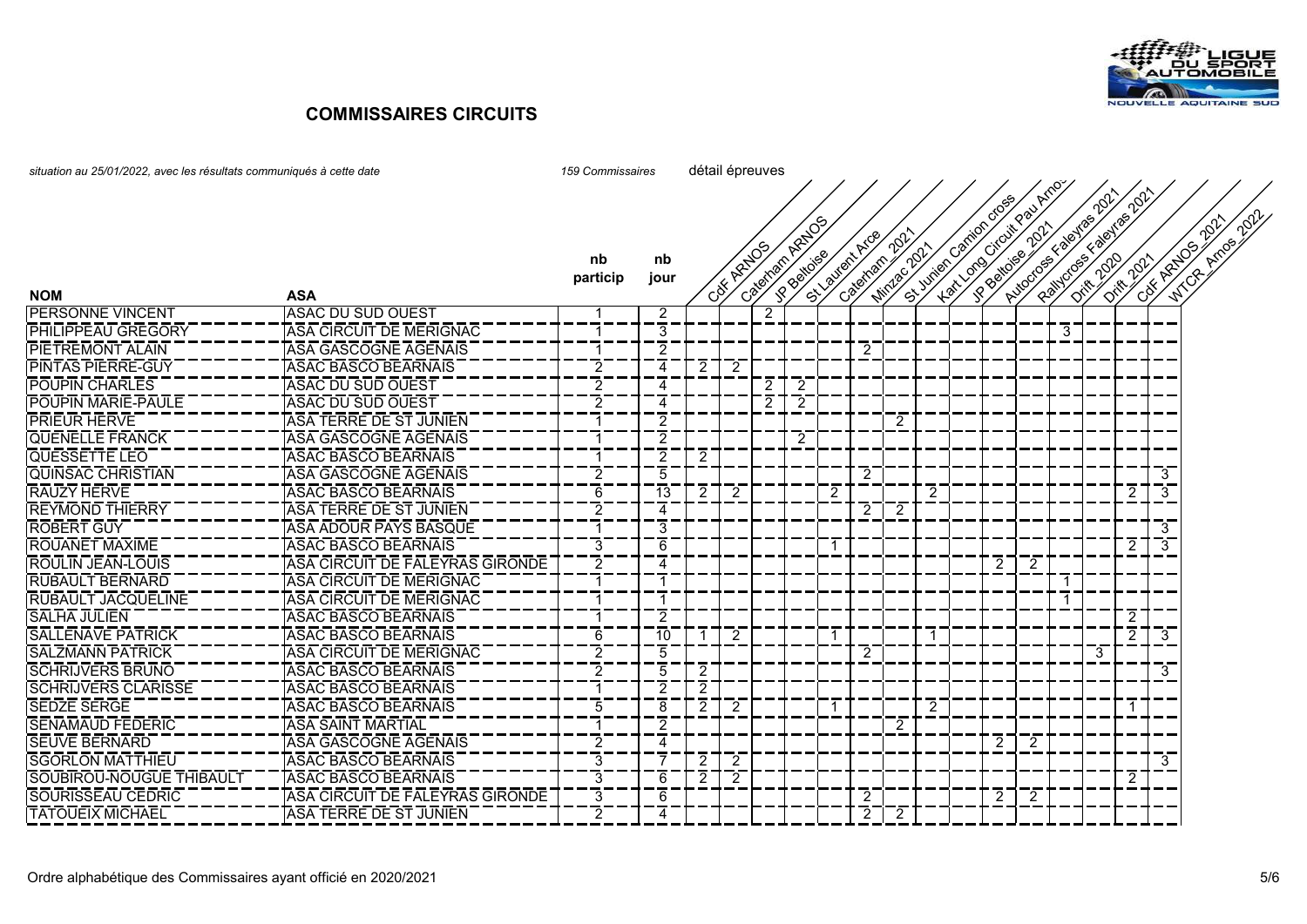## COMMISSAIRES CIRCUITS

*situation au 25/01/2022, avec les résultats communiqués à cette date* — *159 Commissaires* — détail épreuves

| NOM | ASA | nb particip | nb jour | CdF ARNOS | Caterham ARNOS | JP Beltoise | St Laurent Arce | Caterham_2021 | Minzac 2021 | St Junien Camion cross | Kart Long Circuit Pau Arnos | JP Beltoise_2021 | Autocross Faleyras 2021 | Rallycross Faleyras 2021 | Drift_2020 | Drift_2021 | CdF ARNOS_2021 | WTCR_Arnos_2022 |
|---|---|---|---|---|---|---|---|---|---|---|---|---|---|---|---|---|---|---|
| PERSONNE VINCENT | ASAC DU SUD OUEST | 1 | 2 | | | 2 | | | | | | | | | | | | |
| PHILIPPEAU GREGORY | ASA CIRCUIT DE MERIGNAC | 1 | 3 | | | | | | | | | | | | 3 | | | |
| PIETREMONT ALAIN | ASA GASCOGNE AGENAIS | 1 | 2 | | | | | | 2 | | | | | | | | | |
| PINTAS PIERRE-GUY | ASAC BASCO BEARNAIS | 2 | 4 | 2 | 2 | | | | | | | | | | | | | |
| POUPIN CHARLES | ASAC DU SUD OUEST | 2 | 4 | | | 2 | 2 | | | | | | | | | | | |
| POUPIN MARIE-PAULE | ASAC DU SUD OUEST | 2 | 4 | | | 2 | 2 | | | | | | | | | | | |
| PRIEUR HERVE | ASA TERRE DE ST JUNIEN | 1 | 2 | | | | | | | 2 | | | | | | | | |
| QUENELLE FRANCK | ASA GASCOGNE AGENAIS | 1 | 2 | | | | 2 | | | | | | | | | | | |
| QUESSETTE LEO | ASAC BASCO BEARNAIS | 1 | 2 | 2 | | | | | | | | | | | | | | |
| QUINSAC CHRISTIAN | ASA GASCOGNE AGENAIS | 2 | 5 | | | | | | 2 | | | | | | | | | 3 |
| RAUZY HERVE | ASAC BASCO BEARNAIS | 6 | 13 | 2 | 2 | | | 2 | | | 2 | | | | | | 2 | 3 |
| REYMOND THIERRY | ASA TERRE DE ST JUNIEN | 2 | 4 | | | | | | 2 | 2 | | | | | | | | |
| ROBERT GUY | ASA ADOUR PAYS BASQUE | 1 | 3 | | | | | | | | | | | | | | | 3 |
| ROUANET MAXIME | ASAC BASCO BEARNAIS | 3 | 6 | | | | | 1 | | | | | | | | | 2 | 3 |
| ROULIN JEAN-LOUIS | ASA CIRCUIT DE FALEYRAS GIRONDE | 2 | 4 | | | | | | | | | | 2 | 2 | | | | |
| RUBAULT BERNARD | ASA CIRCUIT DE MERIGNAC | 1 | 1 | | | | | | | | | | | | 1 | | | |
| RUBAULT JACQUELINE | ASA CIRCUIT DE MERIGNAC | 1 | 1 | | | | | | | | | | | | 1 | | | |
| SALHA JULIEN | ASAC BASCO BEARNAIS | 1 | 2 | | | | | | | | | | | | | | 2 | |
| SALLENAVE PATRICK | ASAC BASCO BEARNAIS | 6 | 10 | 1 | 2 | | | 1 | | | 1 | | | | | | 2 | 3 |
| SALZMANN PATRICK | ASA CIRCUIT DE MERIGNAC | 2 | 5 | | | | | | 2 | | | | | | | 3 | | |
| SCHRIJVERS BRUNO | ASAC BASCO BEARNAIS | 2 | 5 | 2 | | | | | | | | | | | | | | 3 |
| SCHRIJVERS CLARISSE | ASAC BASCO BEARNAIS | 1 | 2 | 2 | | | | | | | | | | | | | | |
| SEDZE SERGE | ASAC BASCO BEARNAIS | 5 | 8 | 2 | 2 | | | 1 | | | 2 | | | | | | 1 | |
| SENAMAUD FEDERIC | ASA SAINT MARTIAL | 1 | 2 | | | | | | | 2 | | | | | | | | |
| SEUVE BERNARD | ASA GASCOGNE AGENAIS | 2 | 4 | | | | | | | | | | 2 | 2 | | | | |
| SGORLON MATTHIEU | ASAC BASCO BEARNAIS | 3 | 7 | 2 | 2 | | | | | | | | | | | | | 3 |
| SOUBIROU-NOUGUE THIBAULT | ASAC BASCO BEARNAIS | 3 | 6 | 2 | 2 | | | | | | | | | | | | 2 | |
| SOURISSEAU CEDRIC | ASA CIRCUIT DE FALEYRAS GIRONDE | 3 | 6 | | | | | | 2 | | | | 2 | 2 | | | | |
| TATOUEIX MICHAEL | ASA TERRE DE ST JUNIEN | 2 | 4 | | | | | | 2 | 2 | | | | | | | | |

Ordre alphabétique des Commissaires ayant officié en 2020/2021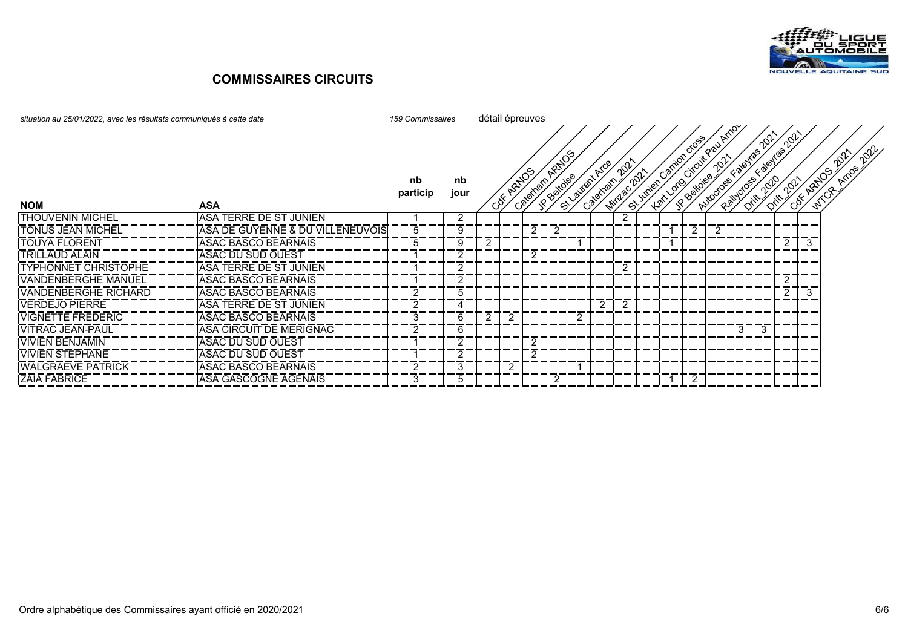## COMMISSAIRES CIRCUITS

*situation au 25/01/2022, avec les résultats communiqués à cette date* — *159 Commissaires* — détail épreuves

| NOM | ASA | nb particip | nb jour | CdF ARNOS | Caterham ARNOS | JP Beltoise | St Laurent Arce | Caterham_2021 | Minzac 2021 | St Junien Camion cross | Kart Long Circuit Pau Arnos | JP Beltoise_2021 | Autocross Faleyras 2021 | Rallycross Faleyras 2021 | Drift_2020 | Drift_2021 | CdF ARNOS_2021 | WTCR_Arnos_2022 |
|---|---|---|---|---|---|---|---|---|---|---|---|---|---|---|---|---|---|---|
| THOUVENIN MICHEL | ASA TERRE DE ST JUNIEN | 1 | 2 | | | | | | | 2 | | | | | | | | |
| TONUS JEAN MICHEL | ASA DE GUYENNE & DU VILLENEUVOIS | 5 | 9 | | | 2 | 2 | | | | | 1 | 2 | 2 | | | | |
| TOUYA FLORENT | ASAC BASCO BEARNAIS | 5 | 9 | 2 | | | | 1 | | | | 1 | | | | | 2 | 3 |
| TRILLAUD ALAIN | ASAC DU SUD OUEST | 1 | 2 | | | 2 | | | | | | | | | | | | |
| TYPHONNET CHRISTOPHE | ASA TERRE DE ST JUNIEN | 1 | 2 | | | | | | | 2 | | | | | | | | |
| VANDENBERGHE MANUEL | ASAC BASCO BEARNAIS | 1 | 2 | | | | | | | | | | | | | | 2 | |
| VANDENBERGHE RICHARD | ASAC BASCO BEARNAIS | 2 | 5 | | | | | | | | | | | | | | 2 | 3 |
| VERDEJO PIERRE | ASA TERRE DE ST JUNIEN | 2 | 4 | | | | | | 2 | 2 | | | | | | | | |
| VIGNETTE FREDERIC | ASAC BASCO BEARNAIS | 3 | 6 | 2 | 2 | | | 2 | | | | | | | | | | |
| VITRAC JEAN-PAUL | ASA CIRCUIT DE MERIGNAC | 2 | 6 | | | | | | | | | | | | 3 | 3 | | |
| VIVIEN BENJAMIN | ASAC DU SUD OUEST | 1 | 2 | | | 2 | | | | | | | | | | | | |
| VIVIEN STEPHANE | ASAC DU SUD OUEST | 1 | 2 | | | 2 | | | | | | | | | | | | |
| WALGRAEVE PATRICK | ASAC BASCO BEARNAIS | 2 | 3 | | 2 | | | 1 | | | | | | | | | | |
| ZAIA FABRICE | ASA GASCOGNE AGENAIS | 3 | 5 | | | | 2 | | | | | 1 | 2 | | | | | |

Ordre alphabétique des Commissaires ayant officié en 2020/2021